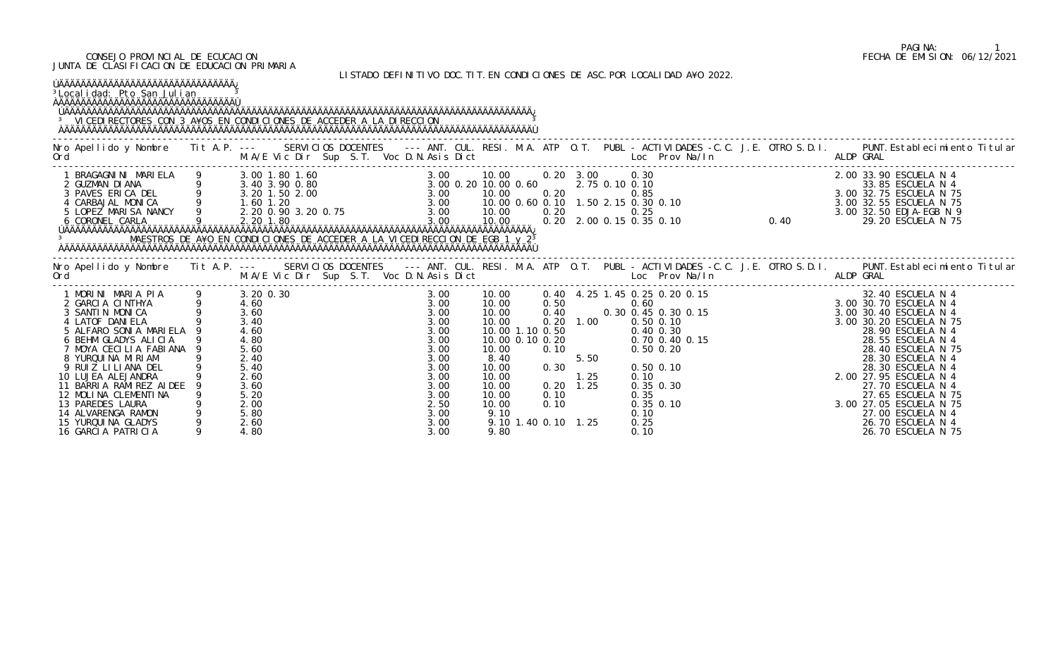CONSEJO PROVINCIAL DE ECUCACION
JUNTA DE CLASIFICACION DE EDUCACION PRIMARIA

FECHA DE EMISION: 06/12/2021

LISTADO DEFINITIVO DOC.TIT.EN CONDICIONES DE ASC.POR LOCALIDAD AÑO 2022.

Localidad: Pto San Julian

## VICEDIRECTORES CON 3 AÑOS EN CONDICIONES DE ACCEDER A LA DIRECCION

| Nro Ord | Apellido y Nombre | Tit | A.P. | M.A/E | Vic | Dir | Sup | S.T. | Voc D.N. | Asis Dict | ANT. | CUL. | RESI. | M.A. | ATP | O.T. | PUBL | Loc | Prov | Na/In | J.E. | OTRO | S.D.I. | ALDP | GRAL | PUNT. Establecimiento Titular |
|---|---|---|---|---|---|---|---|---|---|---|---|---|---|---|---|---|---|---|---|---|---|---|---|---|---|---|
| 1 | BRAGAGNINI MARIELA | 9 | | 3.00 | 1.80 | 1.60 | | | | | 3.00 | | 10.00 | | 0.20 | 3.00 | | | 0.30 | | | | | 2.00 | 33.90 | ESCUELA N 4 |
| 2 | GUZMAN DIANA | 9 | | 3.40 | 3.90 | 0.80 | | | | | 3.00 | 0.20 | 10.00 | 0.60 | | 2.75 | 0.10 | 0.10 | | | | | | | 33.85 | ESCUELA N 4 |
| 3 | PAVES ERICA DEL | 9 | | 3.20 | 1.50 | 2.00 | | | | | 3.00 | | 10.00 | | 0.20 | | | | 0.85 | | | | | 3.00 | 32.75 | ESCUELA N 75 |
| 4 | CARBAJAL MONICA | 9 | | 1.60 | 1.20 | | | | | | 3.00 | | 10.00 | 0.60 | 0.10 | 1.50 | 2.15 | 0.30 | 0.10 | | | | | 3.00 | 32.55 | ESCUELA N 75 |
| 5 | LOPEZ MARISA NANCY | 9 | | 2.20 | 0.90 | 3.20 | 0.75 | | | | 3.00 | | 10.00 | | 0.20 | | | | 0.25 | | | | | 3.00 | 32.50 | EDJA-EGB N 9 |
| 6 | CORONEL CARLA | 9 | | 2.20 | 1.80 | | | | | | 3.00 | | 10.00 | | 0.20 | 2.00 | 0.15 | 0.35 | 0.10 | | | | 0.40 | | 29.20 | ESCUELA N 75 |

## MAESTROS DE AÑO EN CONDICIONES DE ACCEDER A LA VICEDIRECCION DE EGB 1 y 2

| Nro Ord | Apellido y Nombre | Tit | A.P. | M.A/E | Vic | Dir | Sup | S.T. | Voc D.N. | Asis Dict | ANT. | CUL. | RESI. | M.A. | ATP | O.T. | PUBL | Loc | Prov | Na/In | J.E. | OTRO | S.D.I. | ALDP | GRAL | PUNT. Establecimiento Titular |
|---|---|---|---|---|---|---|---|---|---|---|---|---|---|---|---|---|---|---|---|---|---|---|---|---|---|---|
| 1 | MORINI MARIA PIA | 9 | | 3.20 | 0.30 | | | | | | 3.00 | | 10.00 | | 0.40 | 4.25 | 1.45 | 0.25 | 0.20 | 0.15 | | | | | 32.40 | ESCUELA N 4 |
| 2 | GARCIA CINTHYA | 9 | | 4.60 | | | | | | | 3.00 | | 10.00 | | 0.50 | | | | 0.60 | | | | | 3.00 | 30.70 | ESCUELA N 4 |
| 3 | SANTIN MONICA | 9 | | 3.60 | | | | | | | 3.00 | | 10.00 | | 0.40 | | 0.30 | 0.45 | 0.30 | 0.15 | | | | 3.00 | 30.40 | ESCUELA N 4 |
| 4 | LATOF DANIELA | 9 | | 3.40 | | | | | | | 3.00 | | 10.00 | | 0.20 | 1.00 | | | 0.50 | 0.10 | | | | 3.00 | 30.20 | ESCUELA N 75 |
| 5 | ALFARO SONIA MARIELA | 9 | | 4.60 | | | | | | | 3.00 | | 10.00 | 1.10 | 0.50 | | | | 0.40 | 0.30 | | | | | 28.90 | ESCUELA N 4 |
| 6 | BEHM GLADYS ALICIA | 9 | | 4.80 | | | | | | | 3.00 | | 10.00 | 0.10 | 0.20 | | | | 0.70 | 0.40 | 0.15 | | | | 28.55 | ESCUELA N 4 |
| 7 | MOYA CECILIA FABIANA | 9 | | 5.60 | | | | | | | 3.00 | | 10.00 | | 0.10 | | | | 0.50 | 0.20 | | | | | 28.40 | ESCUELA N 75 |
| 8 | YURQUINA MIRIAM | 9 | | 2.40 | | | | | | | 3.00 | | 8.40 | | | 5.50 | | | | | | | | | 28.30 | ESCUELA N 4 |
| 9 | RUIZ LILIANA DEL | 9 | | 5.40 | | | | | | | 3.00 | | 10.00 | | 0.30 | | | | 0.50 | 0.10 | | | | | 28.30 | ESCUELA N 4 |
| 10 | LUJEA ALEJANDRA | 9 | | 2.60 | | | | | | | 3.00 | | 10.00 | | | 1.25 | | | 0.10 | | | | | 2.00 | 27.95 | ESCUELA N 4 |
| 11 | BARRIA RAMIREZ AIDEE | 9 | | 3.60 | | | | | | | 3.00 | | 10.00 | | 0.20 | 1.25 | | | 0.35 | 0.30 | | | | | 27.70 | ESCUELA N 4 |
| 12 | MOLINA CLEMENTINA | 9 | | 5.20 | | | | | | | 3.00 | | 10.00 | | 0.10 | | | | 0.35 | | | | | | 27.65 | ESCUELA N 75 |
| 13 | PAREDES LAURA | 9 | | 2.00 | | | | | | | 2.50 | | 10.00 | | 0.10 | | | | 0.35 | 0.10 | | | | 3.00 | 27.05 | ESCUELA N 75 |
| 14 | ALVARENGA RAMON | 9 | | 5.80 | | | | | | | 3.00 | | 9.10 | | | | | | 0.10 | | | | | | 27.00 | ESCUELA N 4 |
| 15 | YURQUINA GLADYS | 9 | | 2.60 | | | | | | | 3.00 | | 9.10 | 1.40 | 0.10 | 1.25 | | | 0.25 | | | | | | 26.70 | ESCUELA N 4 |
| 16 | GARCIA PATRICIA | 9 | | 4.80 | | | | | | | 3.00 | | 9.80 | | | | | | 0.10 | | | | | | 26.70 | ESCUELA N 75 |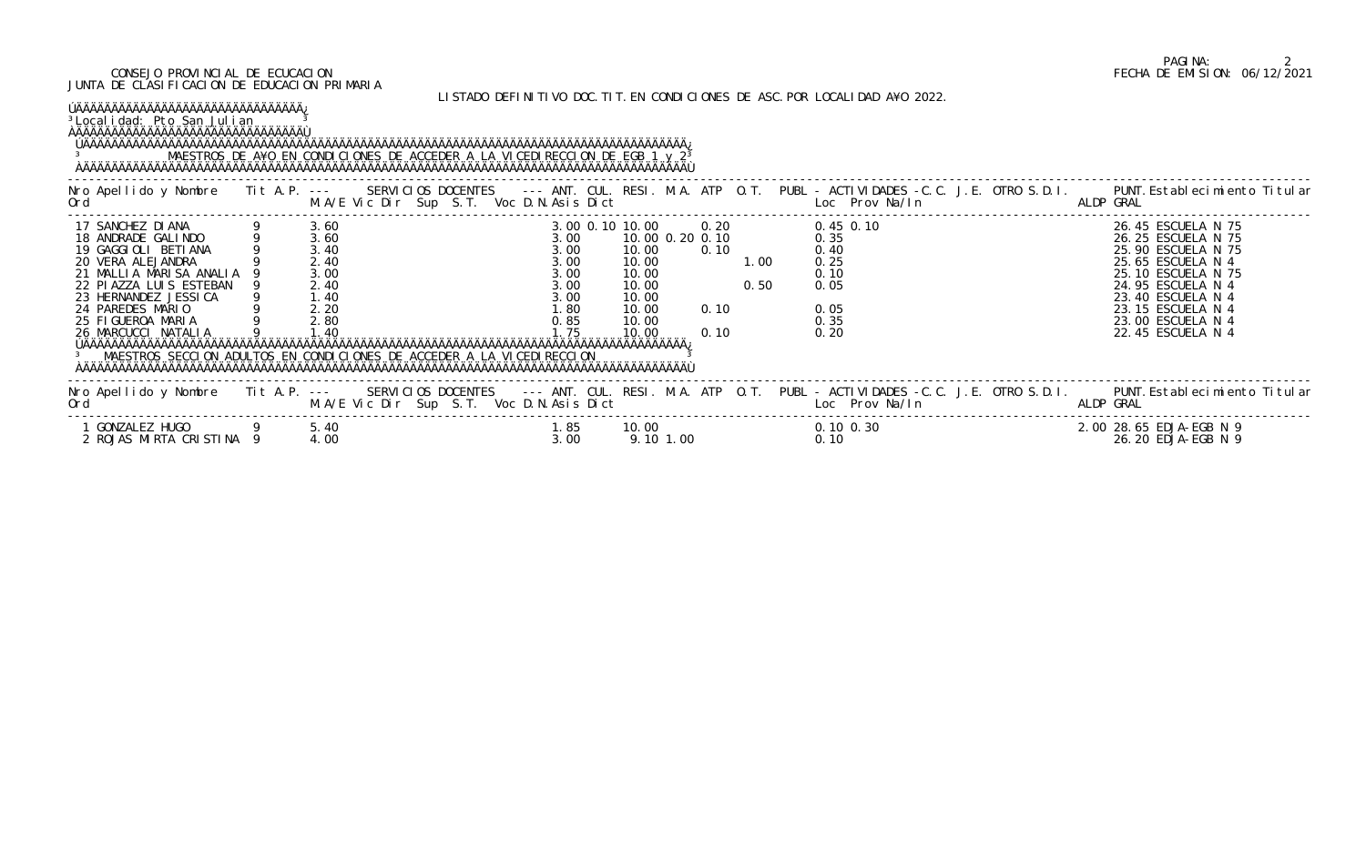CONSEJO PROVINCIAL DE ECUCACION
JUNTA DE CLASIFICACION DE EDUCACION PRIMARIA

FECHA DE EMISION: 06/12/2021

LISTADO DEFINITIVO DOC.TIT.EN CONDICIONES DE ASC.POR LOCALIDAD AÑO 2022.

Localidad: Pto San Julian

MAESTROS DE AÑO EN CONDICIONES DE ACCEDER A LA VICEDIRECCION DE EGB 1 y 2

| Nro Ord | Apellido y Nombre | Tit | A.P. | M.A/E | Vic Dir | Sup | S.T. | Voc | D.N. | Asis Dict | ANT. | CUL. | RESI. | M.A. | ATP | O.T. | PUBL | Loc | Prov | Na/In | C.C. | J.E. | OTRO | S.D.I. | ALDP | GRAL | Establecimiento Titular |
|---|---|---|---|---|---|---|---|---|---|---|---|---|---|---|---|---|---|---|---|---|---|---|---|---|---|---|---|
| 17 | SANCHEZ DIANA | 9 | | 3.60 | | | | | | | 3.00 | 0.10 | 10.00 | | 0.20 | | | 0.45 | 0.10 | | | | | | | 26.45 | ESCUELA N 75 |
| 18 | ANDRADE GALINDO | 9 | | 3.60 | | | | | | | 3.00 | | 10.00 | 0.20 | 0.10 | | | 0.35 | | | | | | | | 26.25 | ESCUELA N 75 |
| 19 | GAGGIOLI BETIANA | 9 | | 3.40 | | | | | | | 3.00 | | 10.00 | | 0.10 | | | 0.40 | | | | | | | | 25.90 | ESCUELA N 75 |
| 20 | VERA ALEJANDRA | 9 | | 2.40 | | | | | | | 3.00 | | 10.00 | | | 1.00 | | 0.25 | | | | | | | | 25.65 | ESCUELA N 4 |
| 21 | MALLIA MARISA ANALIA | 9 | | 3.00 | | | | | | | 3.00 | | 10.00 | | | | | 0.10 | | | | | | | | 25.10 | ESCUELA N 75 |
| 22 | PIAZZA LUIS ESTEBAN | 9 | | 2.40 | | | | | | | 3.00 | | 10.00 | | | 0.50 | | 0.05 | | | | | | | | 24.95 | ESCUELA N 4 |
| 23 | HERNANDEZ JESSICA | 9 | | 1.40 | | | | | | | 3.00 | | 10.00 | | | | | | | | | | | | | 23.40 | ESCUELA N 4 |
| 24 | PAREDES MARIO | 9 | | 2.20 | | | | | | | 1.80 | | 10.00 | | 0.10 | | | 0.05 | | | | | | | | 23.15 | ESCUELA N 4 |
| 25 | FIGUEROA MARIA | 9 | | 2.80 | | | | | | | 0.85 | | 10.00 | | | | | 0.35 | | | | | | | | 23.00 | ESCUELA N 4 |
| 26 | MARCUCCI NATALIA | 9 | | 1.40 | | | | | | | 1.75 | | 10.00 | | 0.10 | | | 0.20 | | | | | | | | 22.45 | ESCUELA N 4 |

MAESTROS SECCION ADULTOS EN CONDICIONES DE ACCEDER A LA VICEDIRECCION

| Nro Ord | Apellido y Nombre | Tit | A.P. | M.A/E | Vic Dir | Sup | S.T. | Voc | D.N. | Asis Dict | ANT. | CUL. | RESI. | M.A. | ATP | O.T. | PUBL | Loc | Prov | Na/In | C.C. | J.E. | OTRO | S.D.I. | ALDP | GRAL | Establecimiento Titular |
|---|---|---|---|---|---|---|---|---|---|---|---|---|---|---|---|---|---|---|---|---|---|---|---|---|---|---|---|
| 1 | GONZALEZ HUGO | 9 | | 5.40 | | | | | | | 1.85 | | 10.00 | | | | | 0.10 | 0.30 | | | | | | 2.00 | 28.65 | EDJA-EGB N 9 |
| 2 | ROJAS MIRTA CRISTINA | 9 | | 4.00 | | | | | | | 3.00 | | 9.10 | 1.00 | | | | 0.10 | | | | | | | | 26.20 | EDJA-EGB N 9 |